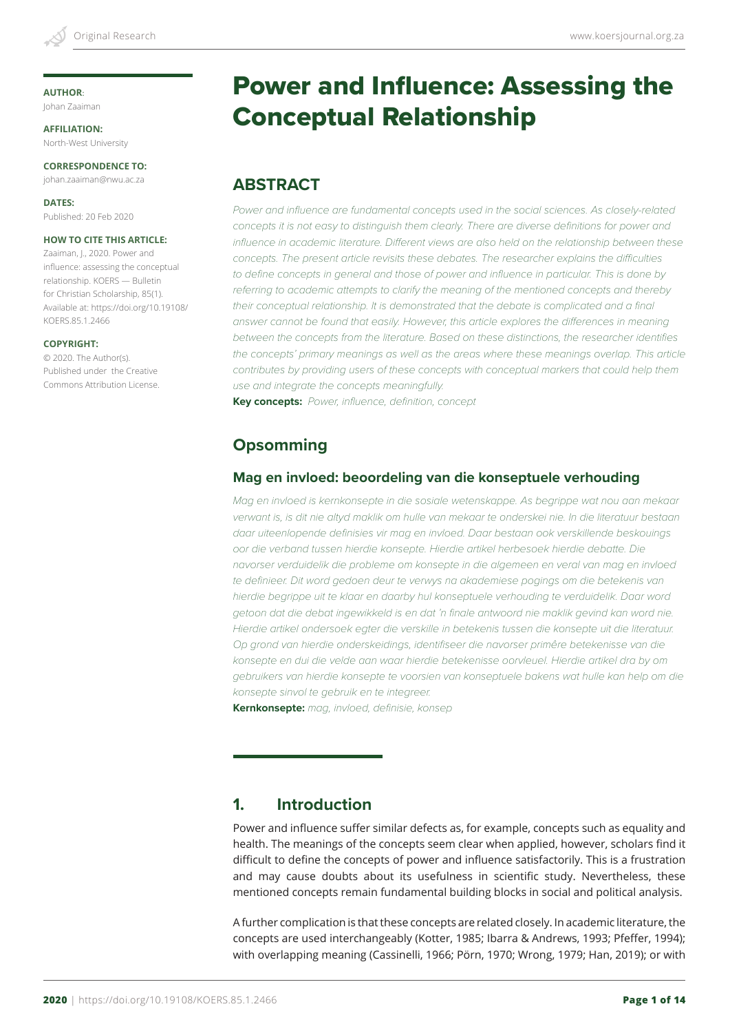**AUTHOR**:
Johan Zaaiman

**AFFILIATION:**
North-West University

**CORRESPONDENCE TO:**
johan.zaaiman@nwu.ac.za

**DATES:**
Published: 20 Feb 2020

**HOW TO CITE THIS ARTICLE:**
Zaaiman, J., 2020. Power and influence: assessing the conceptual relationship. KOERS — Bulletin for Christian Scholarship, 85(1). Available at: https://doi.org/10.19108/KOERS.85.1.2466

**COPYRIGHT:**
© 2020. The Author(s). Published under the Creative Commons Attribution License.

# Power and Influence: Assessing the Conceptual Relationship

## ABSTRACT

*Power and influence are fundamental concepts used in the social sciences. As closely-related concepts it is not easy to distinguish them clearly. There are diverse definitions for power and influence in academic literature. Different views are also held on the relationship between these concepts. The present article revisits these debates. The researcher explains the difficulties to define concepts in general and those of power and influence in particular. This is done by referring to academic attempts to clarify the meaning of the mentioned concepts and thereby their conceptual relationship. It is demonstrated that the debate is complicated and a final answer cannot be found that easily. However, this article explores the differences in meaning between the concepts from the literature. Based on these distinctions, the researcher identifies the concepts' primary meanings as well as the areas where these meanings overlap. This article contributes by providing users of these concepts with conceptual markers that could help them use and integrate the concepts meaningfully.*

**Key concepts:** *Power, influence, definition, concept*

## Opsomming

### Mag en invloed: beoordeling van die konseptuele verhouding

*Mag en invloed is kernkonsepte in die sosiale wetenskappe. As begrippe wat nou aan mekaar verwant is, is dit nie altyd maklik om hulle van mekaar te onderskei nie. In die literatuur bestaan daar uiteenlopende definisies vir mag en invloed. Daar bestaan ook verskillende beskouings oor die verband tussen hierdie konsepte. Hierdie artikel herbesoek hierdie debatte. Die navorser verduidelik die probleme om konsepte in die algemeen en veral van mag en invloed te definieer. Dit word gedoen deur te verwys na akademiese pogings om die betekenis van hierdie begrippe uit te klaar en daarby hul konseptuele verhouding te verduidelik. Daar word getoon dat die debat ingewikkeld is en dat 'n finale antwoord nie maklik gevind kan word nie. Hierdie artikel ondersoek egter die verskille in betekenis tussen die konsepte uit die literatuur. Op grond van hierdie onderskeidings, identifiseer die navorser primêre betekenisse van die konsepte en dui die velde aan waar hierdie betekenisse oorvleuel. Hierdie artikel dra by om gebruikers van hierdie konsepte te voorsien van konseptuele bakens wat hulle kan help om die konsepte sinvol te gebruik en te integreer.*

**Kernkonsepte:** *mag, invloed, definisie, konsep*

## 1. Introduction

Power and influence suffer similar defects as, for example, concepts such as equality and health. The meanings of the concepts seem clear when applied, however, scholars find it difficult to define the concepts of power and influence satisfactorily. This is a frustration and may cause doubts about its usefulness in scientific study. Nevertheless, these mentioned concepts remain fundamental building blocks in social and political analysis.

A further complication is that these concepts are related closely. In academic literature, the concepts are used interchangeably (Kotter, 1985; Ibarra & Andrews, 1993; Pfeffer, 1994); with overlapping meaning (Cassinelli, 1966; Pörn, 1970; Wrong, 1979; Han, 2019); or with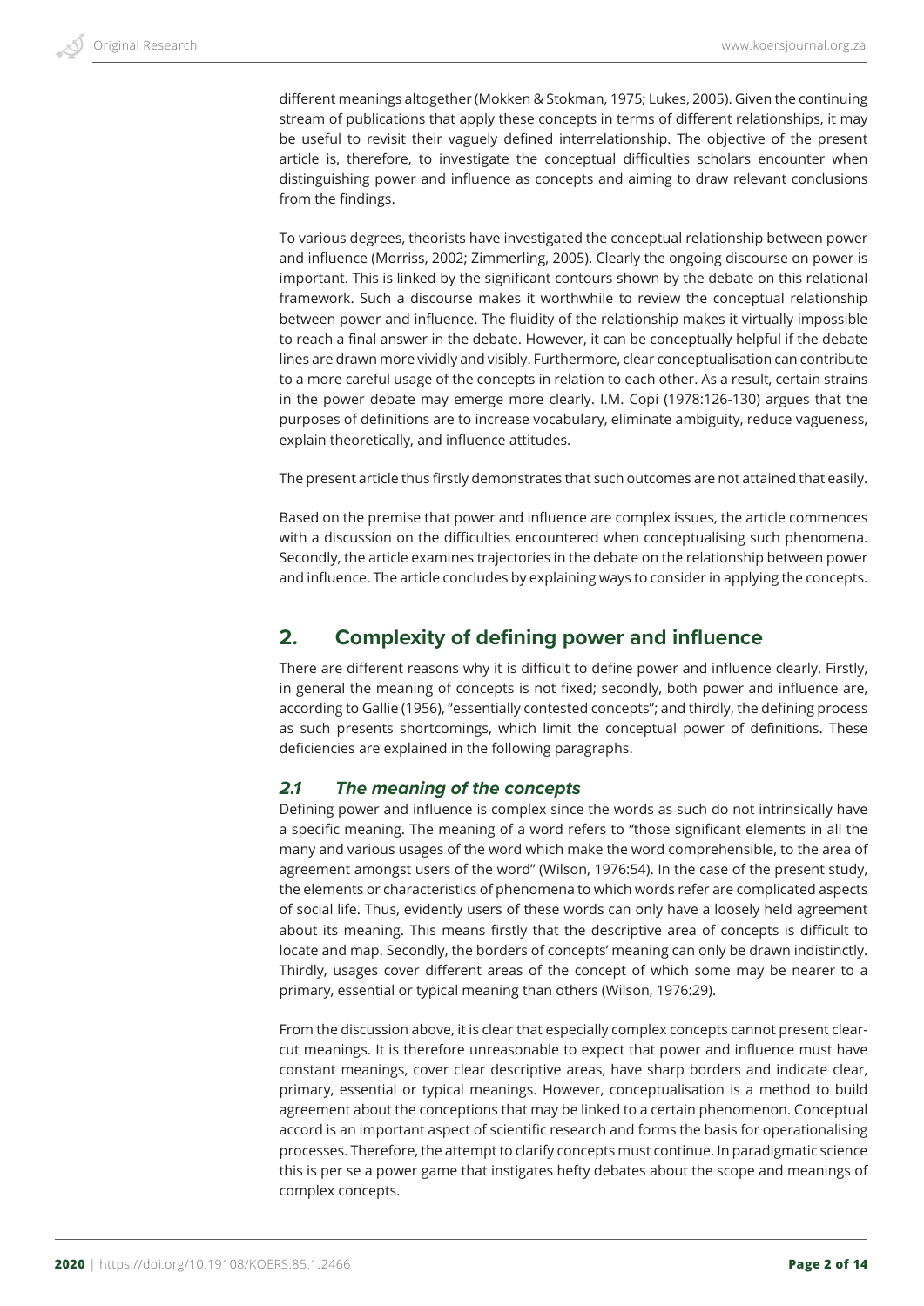different meanings altogether (Mokken & Stokman, 1975; Lukes, 2005). Given the continuing stream of publications that apply these concepts in terms of different relationships, it may be useful to revisit their vaguely defined interrelationship. The objective of the present article is, therefore, to investigate the conceptual difficulties scholars encounter when distinguishing power and influence as concepts and aiming to draw relevant conclusions from the findings.

To various degrees, theorists have investigated the conceptual relationship between power and influence (Morriss, 2002; Zimmerling, 2005). Clearly the ongoing discourse on power is important. This is linked by the significant contours shown by the debate on this relational framework. Such a discourse makes it worthwhile to review the conceptual relationship between power and influence. The fluidity of the relationship makes it virtually impossible to reach a final answer in the debate. However, it can be conceptually helpful if the debate lines are drawn more vividly and visibly. Furthermore, clear conceptualisation can contribute to a more careful usage of the concepts in relation to each other. As a result, certain strains in the power debate may emerge more clearly. I.M. Copi (1978:126-130) argues that the purposes of definitions are to increase vocabulary, eliminate ambiguity, reduce vagueness, explain theoretically, and influence attitudes.

The present article thus firstly demonstrates that such outcomes are not attained that easily.

Based on the premise that power and influence are complex issues, the article commences with a discussion on the difficulties encountered when conceptualising such phenomena. Secondly, the article examines trajectories in the debate on the relationship between power and influence. The article concludes by explaining ways to consider in applying the concepts.

## 2. Complexity of defining power and influence

There are different reasons why it is difficult to define power and influence clearly. Firstly, in general the meaning of concepts is not fixed; secondly, both power and influence are, according to Gallie (1956), "essentially contested concepts"; and thirdly, the defining process as such presents shortcomings, which limit the conceptual power of definitions. These deficiencies are explained in the following paragraphs.

### *2.1 The meaning of the concepts*

Defining power and influence is complex since the words as such do not intrinsically have a specific meaning. The meaning of a word refers to "those significant elements in all the many and various usages of the word which make the word comprehensible, to the area of agreement amongst users of the word" (Wilson, 1976:54). In the case of the present study, the elements or characteristics of phenomena to which words refer are complicated aspects of social life. Thus, evidently users of these words can only have a loosely held agreement about its meaning. This means firstly that the descriptive area of concepts is difficult to locate and map. Secondly, the borders of concepts' meaning can only be drawn indistinctly. Thirdly, usages cover different areas of the concept of which some may be nearer to a primary, essential or typical meaning than others (Wilson, 1976:29).

From the discussion above, it is clear that especially complex concepts cannot present clear-cut meanings. It is therefore unreasonable to expect that power and influence must have constant meanings, cover clear descriptive areas, have sharp borders and indicate clear, primary, essential or typical meanings. However, conceptualisation is a method to build agreement about the conceptions that may be linked to a certain phenomenon. Conceptual accord is an important aspect of scientific research and forms the basis for operationalising processes. Therefore, the attempt to clarify concepts must continue. In paradigmatic science this is per se a power game that instigates hefty debates about the scope and meanings of complex concepts.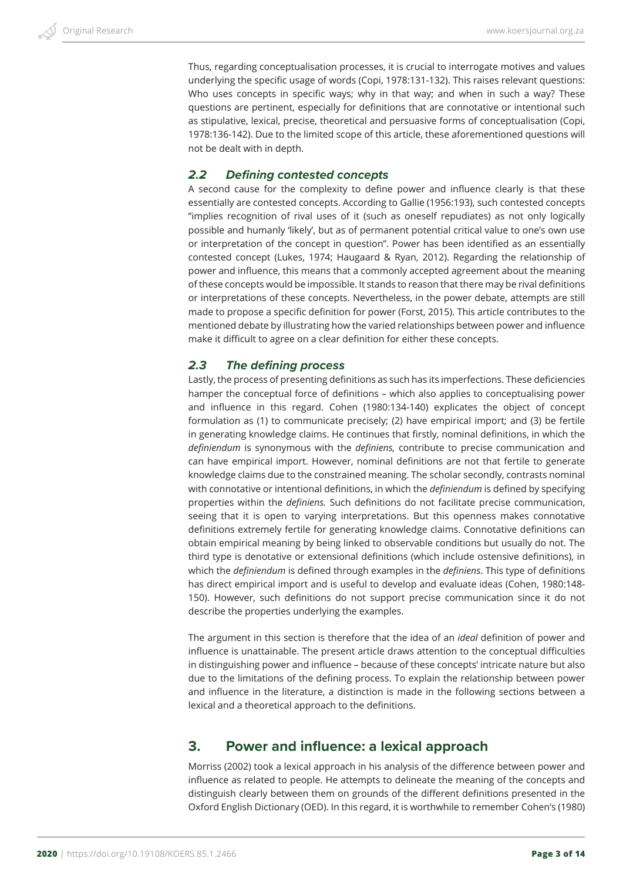Thus, regarding conceptualisation processes, it is crucial to interrogate motives and values underlying the specific usage of words (Copi, 1978:131-132). This raises relevant questions: Who uses concepts in specific ways; why in that way; and when in such a way? These questions are pertinent, especially for definitions that are connotative or intentional such as stipulative, lexical, precise, theoretical and persuasive forms of conceptualisation (Copi, 1978:136-142). Due to the limited scope of this article, these aforementioned questions will not be dealt with in depth.

### *2.2 Defining contested concepts*

A second cause for the complexity to define power and influence clearly is that these essentially are contested concepts. According to Gallie (1956:193), such contested concepts "implies recognition of rival uses of it (such as oneself repudiates) as not only logically possible and humanly 'likely', but as of permanent potential critical value to one's own use or interpretation of the concept in question". Power has been identified as an essentially contested concept (Lukes, 1974; Haugaard & Ryan, 2012). Regarding the relationship of power and influence, this means that a commonly accepted agreement about the meaning of these concepts would be impossible. It stands to reason that there may be rival definitions or interpretations of these concepts. Nevertheless, in the power debate, attempts are still made to propose a specific definition for power (Forst, 2015). This article contributes to the mentioned debate by illustrating how the varied relationships between power and influence make it difficult to agree on a clear definition for either these concepts.

### *2.3 The defining process*

Lastly, the process of presenting definitions as such has its imperfections. These deficiencies hamper the conceptual force of definitions – which also applies to conceptualising power and influence in this regard. Cohen (1980:134-140) explicates the object of concept formulation as (1) to communicate precisely; (2) have empirical import; and (3) be fertile in generating knowledge claims. He continues that firstly, nominal definitions, in which the *definiendum* is synonymous with the *definiens,* contribute to precise communication and can have empirical import. However, nominal definitions are not that fertile to generate knowledge claims due to the constrained meaning. The scholar secondly, contrasts nominal with connotative or intentional definitions, in which the *definiendum* is defined by specifying properties within the *definiens.* Such definitions do not facilitate precise communication, seeing that it is open to varying interpretations. But this openness makes connotative definitions extremely fertile for generating knowledge claims. Connotative definitions can obtain empirical meaning by being linked to observable conditions but usually do not. The third type is denotative or extensional definitions (which include ostensive definitions), in which the *definiendum* is defined through examples in the *definiens*. This type of definitions has direct empirical import and is useful to develop and evaluate ideas (Cohen, 1980:148-150). However, such definitions do not support precise communication since it do not describe the properties underlying the examples.

The argument in this section is therefore that the idea of an *ideal* definition of power and influence is unattainable. The present article draws attention to the conceptual difficulties in distinguishing power and influence – because of these concepts' intricate nature but also due to the limitations of the defining process. To explain the relationship between power and influence in the literature, a distinction is made in the following sections between a lexical and a theoretical approach to the definitions.

## 3. Power and influence: a lexical approach

Morriss (2002) took a lexical approach in his analysis of the difference between power and influence as related to people. He attempts to delineate the meaning of the concepts and distinguish clearly between them on grounds of the different definitions presented in the Oxford English Dictionary (OED). In this regard, it is worthwhile to remember Cohen's (1980)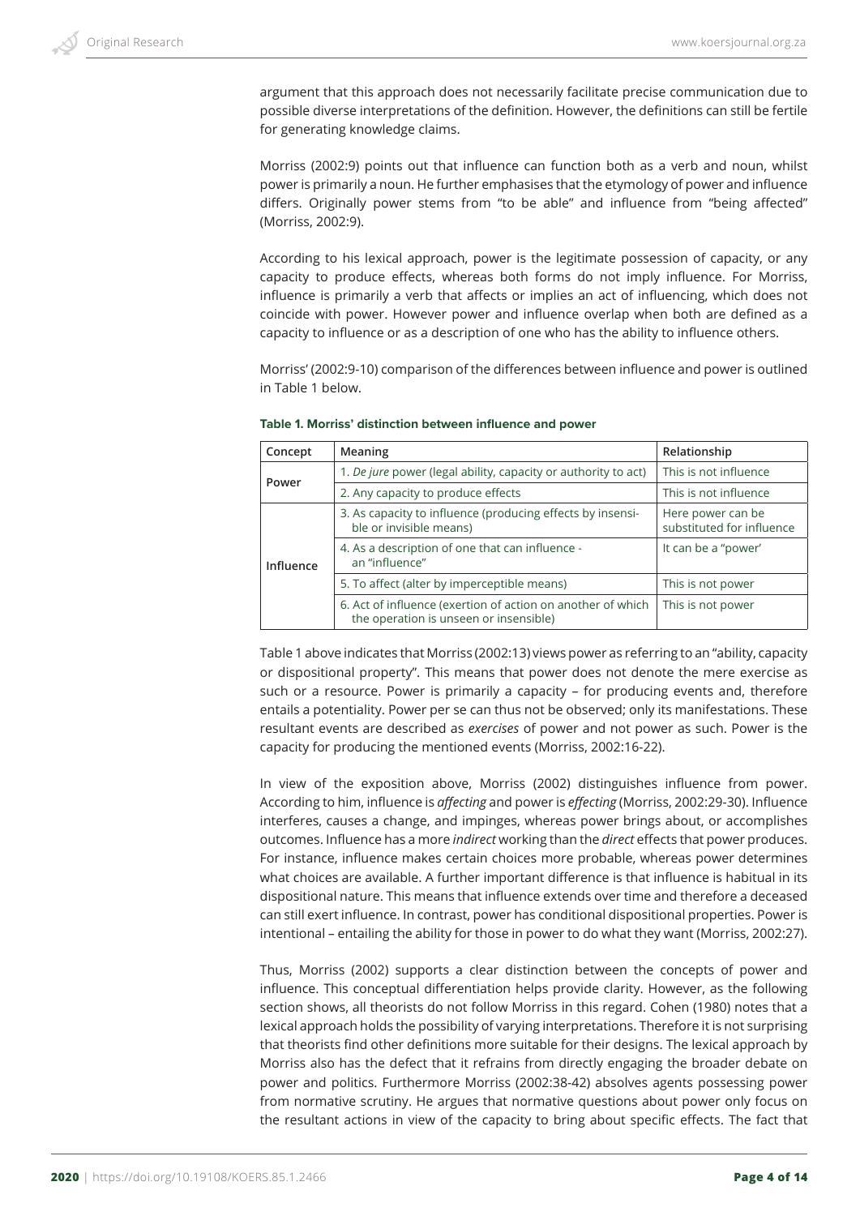argument that this approach does not necessarily facilitate precise communication due to possible diverse interpretations of the definition. However, the definitions can still be fertile for generating knowledge claims.

Morriss (2002:9) points out that influence can function both as a verb and noun, whilst power is primarily a noun. He further emphasises that the etymology of power and influence differs. Originally power stems from "to be able" and influence from "being affected" (Morriss, 2002:9).

According to his lexical approach, power is the legitimate possession of capacity, or any capacity to produce effects, whereas both forms do not imply influence. For Morriss, influence is primarily a verb that affects or implies an act of influencing, which does not coincide with power. However power and influence overlap when both are defined as a capacity to influence or as a description of one who has the ability to influence others.

Morriss' (2002:9-10) comparison of the differences between influence and power is outlined in Table 1 below.

**Table 1. Morriss' distinction between influence and power**

| Concept | Meaning | Relationship |
|---|---|---|
| Power | 1. *De jure* power (legal ability, capacity or authority to act) | This is not influence |
| | 2. Any capacity to produce effects | This is not influence |
| Influence | 3. As capacity to influence (producing effects by insensible or invisible means) | Here power can be substituted for influence |
| | 4. As a description of one that can influence - an "influence" | It can be a "power' |
| | 5. To affect (alter by imperceptible means) | This is not power |
| | 6. Act of influence (exertion of action on another of which the operation is unseen or insensible) | This is not power |

Table 1 above indicates that Morriss (2002:13) views power as referring to an "ability, capacity or dispositional property". This means that power does not denote the mere exercise as such or a resource. Power is primarily a capacity – for producing events and, therefore entails a potentiality. Power per se can thus not be observed; only its manifestations. These resultant events are described as *exercises* of power and not power as such. Power is the capacity for producing the mentioned events (Morriss, 2002:16-22).

In view of the exposition above, Morriss (2002) distinguishes influence from power. According to him, influence is *affecting* and power is *effecting* (Morriss, 2002:29-30). Influence interferes, causes a change, and impinges, whereas power brings about, or accomplishes outcomes. Influence has a more *indirect* working than the *direct* effects that power produces. For instance, influence makes certain choices more probable, whereas power determines what choices are available. A further important difference is that influence is habitual in its dispositional nature. This means that influence extends over time and therefore a deceased can still exert influence. In contrast, power has conditional dispositional properties. Power is intentional – entailing the ability for those in power to do what they want (Morriss, 2002:27).

Thus, Morriss (2002) supports a clear distinction between the concepts of power and influence. This conceptual differentiation helps provide clarity. However, as the following section shows, all theorists do not follow Morriss in this regard. Cohen (1980) notes that a lexical approach holds the possibility of varying interpretations. Therefore it is not surprising that theorists find other definitions more suitable for their designs. The lexical approach by Morriss also has the defect that it refrains from directly engaging the broader debate on power and politics. Furthermore Morriss (2002:38-42) absolves agents possessing power from normative scrutiny. He argues that normative questions about power only focus on the resultant actions in view of the capacity to bring about specific effects. The fact that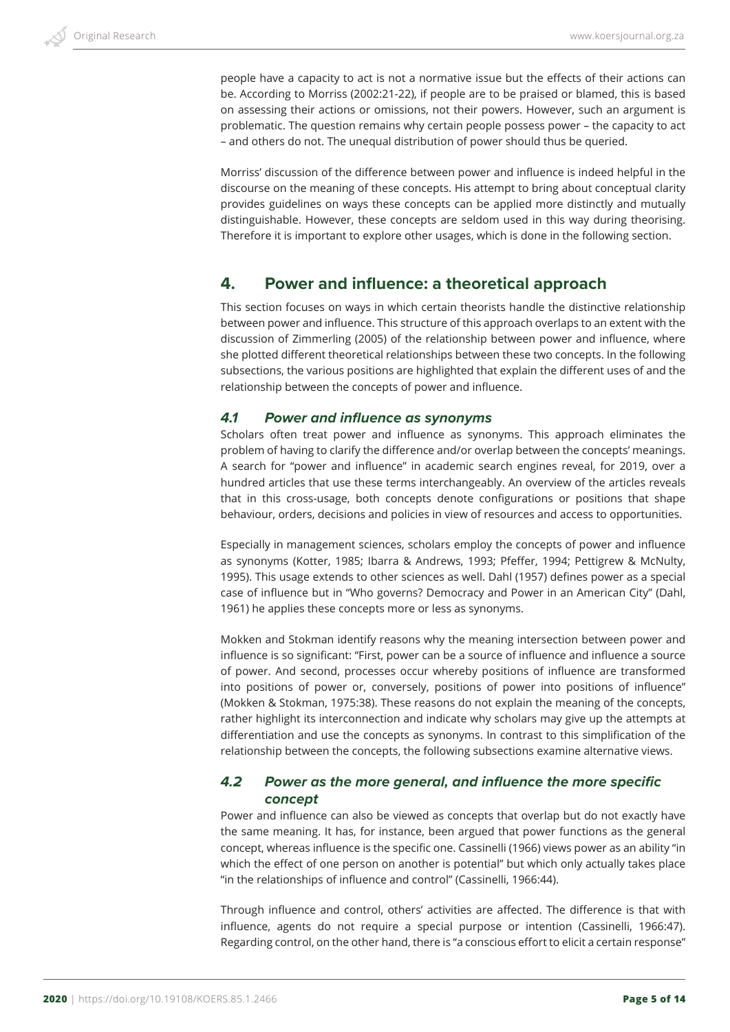people have a capacity to act is not a normative issue but the effects of their actions can be. According to Morriss (2002:21-22), if people are to be praised or blamed, this is based on assessing their actions or omissions, not their powers. However, such an argument is problematic. The question remains why certain people possess power – the capacity to act – and others do not. The unequal distribution of power should thus be queried.

Morriss' discussion of the difference between power and influence is indeed helpful in the discourse on the meaning of these concepts. His attempt to bring about conceptual clarity provides guidelines on ways these concepts can be applied more distinctly and mutually distinguishable. However, these concepts are seldom used in this way during theorising. Therefore it is important to explore other usages, which is done in the following section.

## 4. Power and influence: a theoretical approach

This section focuses on ways in which certain theorists handle the distinctive relationship between power and influence. This structure of this approach overlaps to an extent with the discussion of Zimmerling (2005) of the relationship between power and influence, where she plotted different theoretical relationships between these two concepts. In the following subsections, the various positions are highlighted that explain the different uses of and the relationship between the concepts of power and influence.

### *4.1 Power and influence as synonyms*

Scholars often treat power and influence as synonyms. This approach eliminates the problem of having to clarify the difference and/or overlap between the concepts' meanings. A search for "power and influence" in academic search engines reveal, for 2019, over a hundred articles that use these terms interchangeably. An overview of the articles reveals that in this cross-usage, both concepts denote configurations or positions that shape behaviour, orders, decisions and policies in view of resources and access to opportunities.

Especially in management sciences, scholars employ the concepts of power and influence as synonyms (Kotter, 1985; Ibarra & Andrews, 1993; Pfeffer, 1994; Pettigrew & McNulty, 1995). This usage extends to other sciences as well. Dahl (1957) defines power as a special case of influence but in "Who governs? Democracy and Power in an American City" (Dahl, 1961) he applies these concepts more or less as synonyms.

Mokken and Stokman identify reasons why the meaning intersection between power and influence is so significant: "First, power can be a source of influence and influence a source of power. And second, processes occur whereby positions of influence are transformed into positions of power or, conversely, positions of power into positions of influence" (Mokken & Stokman, 1975:38). These reasons do not explain the meaning of the concepts, rather highlight its interconnection and indicate why scholars may give up the attempts at differentiation and use the concepts as synonyms. In contrast to this simplification of the relationship between the concepts, the following subsections examine alternative views.

### *4.2 Power as the more general, and influence the more specific concept*

Power and influence can also be viewed as concepts that overlap but do not exactly have the same meaning. It has, for instance, been argued that power functions as the general concept, whereas influence is the specific one. Cassinelli (1966) views power as an ability "in which the effect of one person on another is potential" but which only actually takes place "in the relationships of influence and control" (Cassinelli, 1966:44).

Through influence and control, others' activities are affected. The difference is that with influence, agents do not require a special purpose or intention (Cassinelli, 1966:47). Regarding control, on the other hand, there is "a conscious effort to elicit a certain response"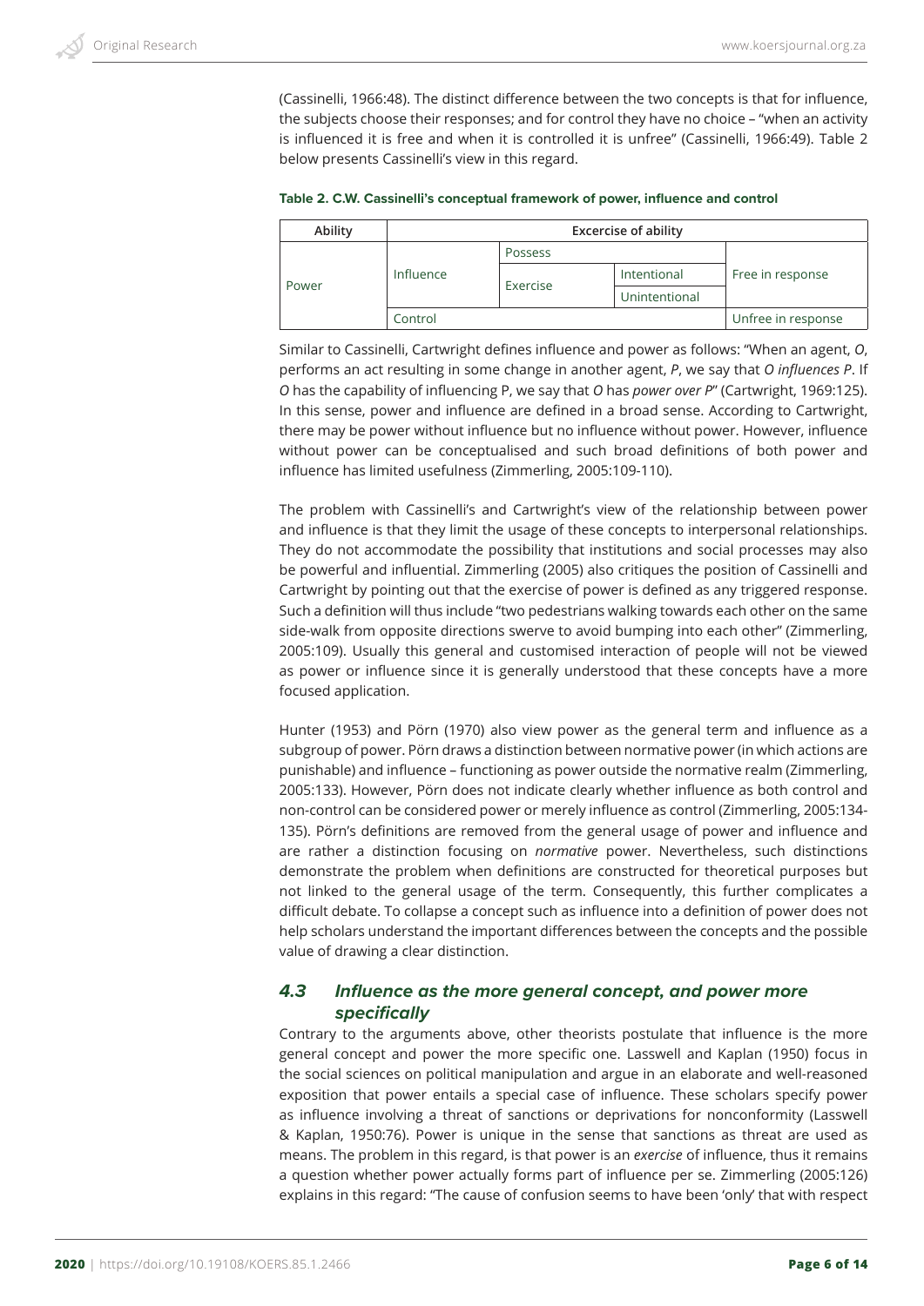(Cassinelli, 1966:48). The distinct difference between the two concepts is that for influence, the subjects choose their responses; and for control they have no choice – "when an activity is influenced it is free and when it is controlled it is unfree" (Cassinelli, 1966:49). Table 2 below presents Cassinelli's view in this regard.

**Table 2. C.W. Cassinelli's conceptual framework of power, influence and control**

| Ability | Excercise of ability | | | |
|---|---|---|---|---|
| Power | Influence | Possess | | Free in response |
| | | Exercise | Intentional | |
| | | | Unintentional | |
| | Control | | | Unfree in response |

Similar to Cassinelli, Cartwright defines influence and power as follows: "When an agent, *O*, performs an act resulting in some change in another agent, *P*, we say that *O influences P*. If *O* has the capability of influencing P, we say that *O* has *power over P*" (Cartwright, 1969:125). In this sense, power and influence are defined in a broad sense. According to Cartwright, there may be power without influence but no influence without power. However, influence without power can be conceptualised and such broad definitions of both power and influence has limited usefulness (Zimmerling, 2005:109-110).

The problem with Cassinelli's and Cartwright's view of the relationship between power and influence is that they limit the usage of these concepts to interpersonal relationships. They do not accommodate the possibility that institutions and social processes may also be powerful and influential. Zimmerling (2005) also critiques the position of Cassinelli and Cartwright by pointing out that the exercise of power is defined as any triggered response. Such a definition will thus include "two pedestrians walking towards each other on the same side-walk from opposite directions swerve to avoid bumping into each other" (Zimmerling, 2005:109). Usually this general and customised interaction of people will not be viewed as power or influence since it is generally understood that these concepts have a more focused application.

Hunter (1953) and Pörn (1970) also view power as the general term and influence as a subgroup of power. Pörn draws a distinction between normative power (in which actions are punishable) and influence – functioning as power outside the normative realm (Zimmerling, 2005:133). However, Pörn does not indicate clearly whether influence as both control and non-control can be considered power or merely influence as control (Zimmerling, 2005:134-135). Pörn's definitions are removed from the general usage of power and influence and are rather a distinction focusing on *normative* power. Nevertheless, such distinctions demonstrate the problem when definitions are constructed for theoretical purposes but not linked to the general usage of the term. Consequently, this further complicates a difficult debate. To collapse a concept such as influence into a definition of power does not help scholars understand the important differences between the concepts and the possible value of drawing a clear distinction.

### 4.3 Influence as the more general concept, and power more specifically

Contrary to the arguments above, other theorists postulate that influence is the more general concept and power the more specific one. Lasswell and Kaplan (1950) focus in the social sciences on political manipulation and argue in an elaborate and well-reasoned exposition that power entails a special case of influence. These scholars specify power as influence involving a threat of sanctions or deprivations for nonconformity (Lasswell & Kaplan, 1950:76). Power is unique in the sense that sanctions as threat are used as means. The problem in this regard, is that power is an *exercise* of influence, thus it remains a question whether power actually forms part of influence per se. Zimmerling (2005:126) explains in this regard: "The cause of confusion seems to have been 'only' that with respect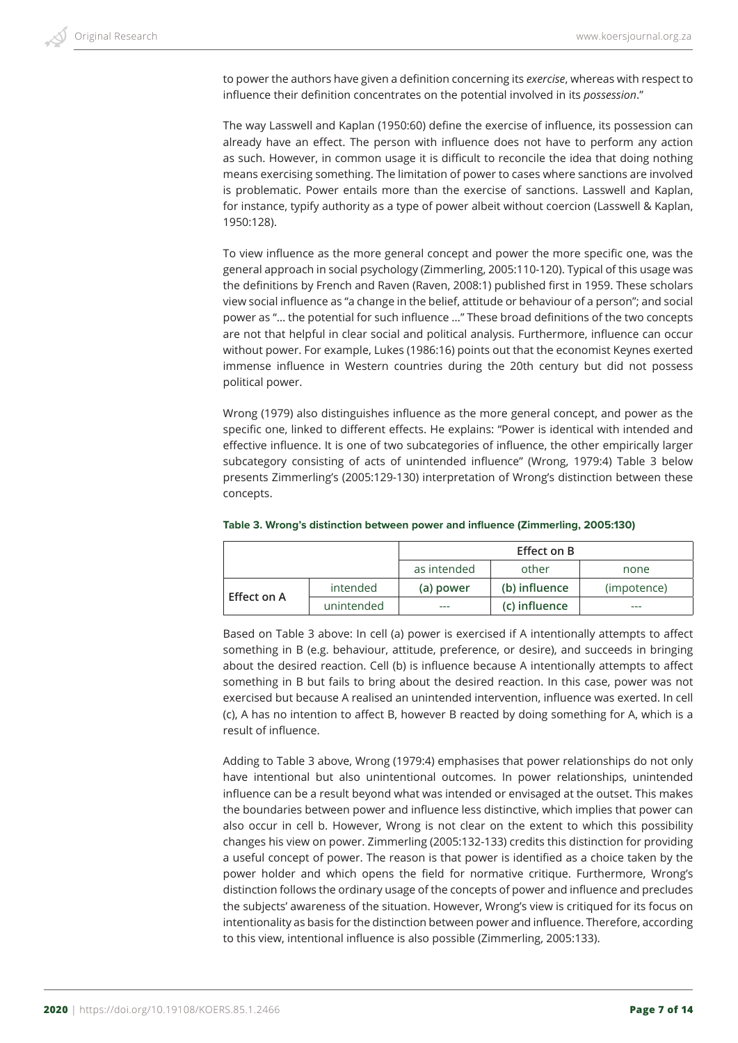to power the authors have given a definition concerning its *exercise*, whereas with respect to influence their definition concentrates on the potential involved in its *possession*."

The way Lasswell and Kaplan (1950:60) define the exercise of influence, its possession can already have an effect. The person with influence does not have to perform any action as such. However, in common usage it is difficult to reconcile the idea that doing nothing means exercising something. The limitation of power to cases where sanctions are involved is problematic. Power entails more than the exercise of sanctions. Lasswell and Kaplan, for instance, typify authority as a type of power albeit without coercion (Lasswell & Kaplan, 1950:128).

To view influence as the more general concept and power the more specific one, was the general approach in social psychology (Zimmerling, 2005:110-120). Typical of this usage was the definitions by French and Raven (Raven, 2008:1) published first in 1959. These scholars view social influence as "a change in the belief, attitude or behaviour of a person"; and social power as "… the potential for such influence …" These broad definitions of the two concepts are not that helpful in clear social and political analysis. Furthermore, influence can occur without power. For example, Lukes (1986:16) points out that the economist Keynes exerted immense influence in Western countries during the 20th century but did not possess political power.

Wrong (1979) also distinguishes influence as the more general concept, and power as the specific one, linked to different effects. He explains: "Power is identical with intended and effective influence. It is one of two subcategories of influence, the other empirically larger subcategory consisting of acts of unintended influence" (Wrong, 1979:4) Table 3 below presents Zimmerling's (2005:129-130) interpretation of Wrong's distinction between these concepts.

**Table 3. Wrong's distinction between power and influence (Zimmerling, 2005:130)**

| | | Effect on B | | |
|---|---|---|---|---|
| | | as intended | other | none |
| **Effect on A** | intended | **(a) power** | **(b) influence** | (impotence) |
| | unintended | --- | **(c) influence** | --- |

Based on Table 3 above: In cell (a) power is exercised if A intentionally attempts to affect something in B (e.g. behaviour, attitude, preference, or desire), and succeeds in bringing about the desired reaction. Cell (b) is influence because A intentionally attempts to affect something in B but fails to bring about the desired reaction. In this case, power was not exercised but because A realised an unintended intervention, influence was exerted. In cell (c), A has no intention to affect B, however B reacted by doing something for A, which is a result of influence.

Adding to Table 3 above, Wrong (1979:4) emphasises that power relationships do not only have intentional but also unintentional outcomes. In power relationships, unintended influence can be a result beyond what was intended or envisaged at the outset. This makes the boundaries between power and influence less distinctive, which implies that power can also occur in cell b. However, Wrong is not clear on the extent to which this possibility changes his view on power. Zimmerling (2005:132-133) credits this distinction for providing a useful concept of power. The reason is that power is identified as a choice taken by the power holder and which opens the field for normative critique. Furthermore, Wrong's distinction follows the ordinary usage of the concepts of power and influence and precludes the subjects' awareness of the situation. However, Wrong's view is critiqued for its focus on intentionality as basis for the distinction between power and influence. Therefore, according to this view, intentional influence is also possible (Zimmerling, 2005:133).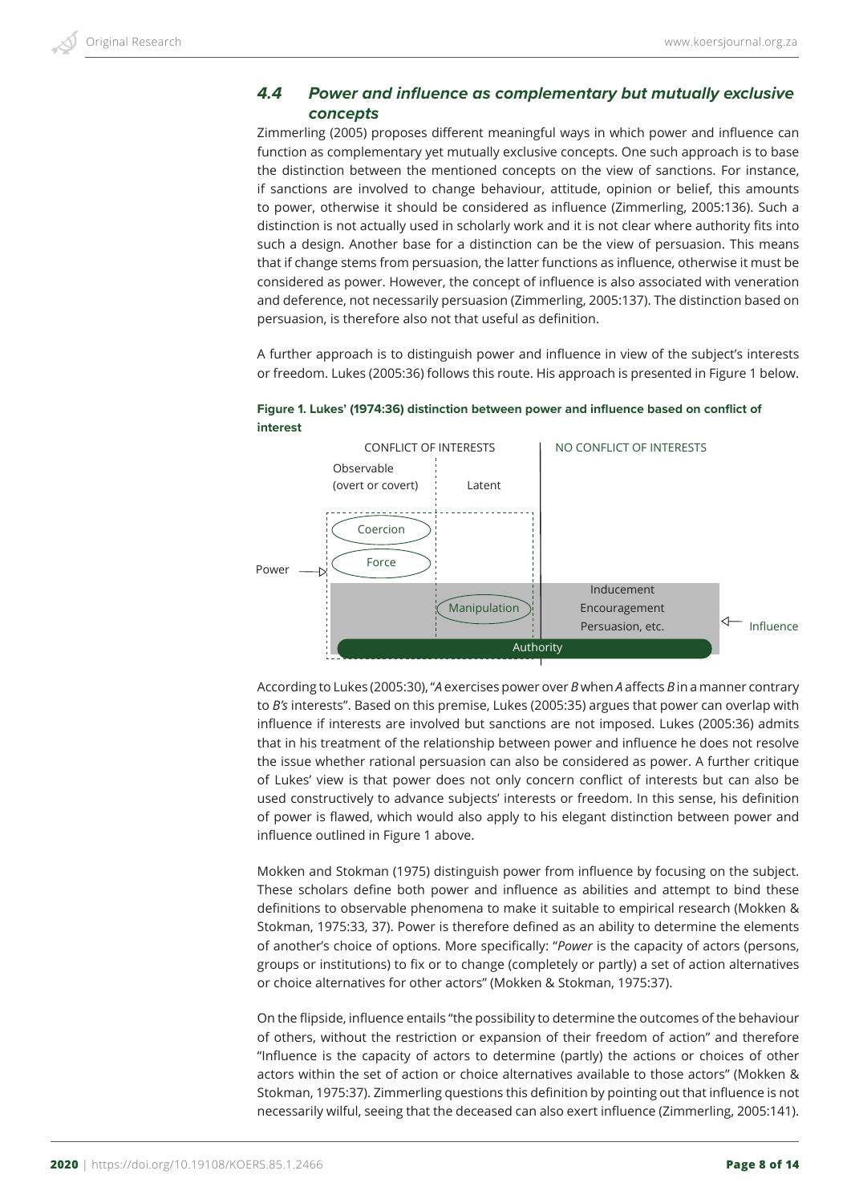### 4.4 Power and influence as complementary but mutually exclusive concepts

Zimmerling (2005) proposes different meaningful ways in which power and influence can function as complementary yet mutually exclusive concepts. One such approach is to base the distinction between the mentioned concepts on the view of sanctions. For instance, if sanctions are involved to change behaviour, attitude, opinion or belief, this amounts to power, otherwise it should be considered as influence (Zimmerling, 2005:136). Such a distinction is not actually used in scholarly work and it is not clear where authority fits into such a design. Another base for a distinction can be the view of persuasion. This means that if change stems from persuasion, the latter functions as influence, otherwise it must be considered as power. However, the concept of influence is also associated with veneration and deference, not necessarily persuasion (Zimmerling, 2005:137). The distinction based on persuasion, is therefore also not that useful as definition.

A further approach is to distinguish power and influence in view of the subject's interests or freedom. Lukes (2005:36) follows this route. His approach is presented in Figure 1 below.

**Figure 1. Lukes' (1974:36) distinction between power and influence based on conflict of interest**

CONFLICT OF INTERESTS | NO CONFLICT OF INTERESTS

Observable (overt or covert) | Latent

Coercion

Force

Power

Manipulation

Inducement

Encouragement

Persuasion, etc.

Influence

Authority

According to Lukes (2005:30), "*A* exercises power over *B* when *A* affects *B* in a manner contrary to *B's* interests". Based on this premise, Lukes (2005:35) argues that power can overlap with influence if interests are involved but sanctions are not imposed. Lukes (2005:36) admits that in his treatment of the relationship between power and influence he does not resolve the issue whether rational persuasion can also be considered as power. A further critique of Lukes' view is that power does not only concern conflict of interests but can also be used constructively to advance subjects' interests or freedom. In this sense, his definition of power is flawed, which would also apply to his elegant distinction between power and influence outlined in Figure 1 above.

Mokken and Stokman (1975) distinguish power from influence by focusing on the subject. These scholars define both power and influence as abilities and attempt to bind these definitions to observable phenomena to make it suitable to empirical research (Mokken & Stokman, 1975:33, 37). Power is therefore defined as an ability to determine the elements of another's choice of options. More specifically: "*Power* is the capacity of actors (persons, groups or institutions) to fix or to change (completely or partly) a set of action alternatives or choice alternatives for other actors" (Mokken & Stokman, 1975:37).

On the flipside, influence entails "the possibility to determine the outcomes of the behaviour of others, without the restriction or expansion of their freedom of action" and therefore "Influence is the capacity of actors to determine (partly) the actions or choices of other actors within the set of action or choice alternatives available to those actors" (Mokken & Stokman, 1975:37). Zimmerling questions this definition by pointing out that influence is not necessarily wilful, seeing that the deceased can also exert influence (Zimmerling, 2005:141).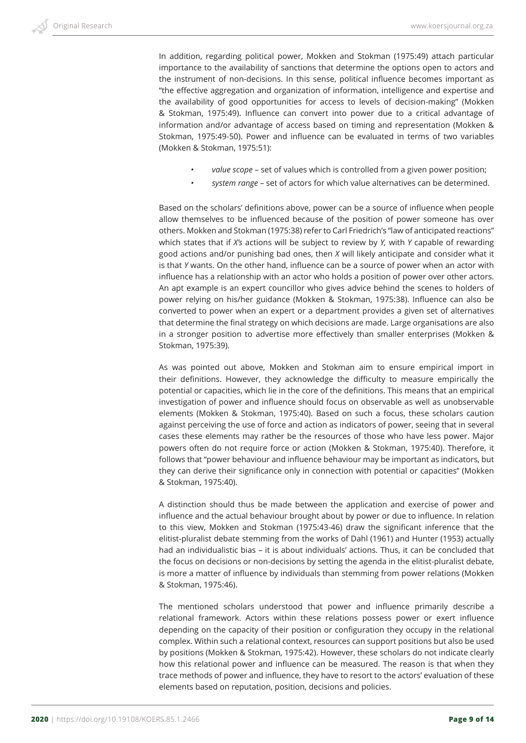In addition, regarding political power, Mokken and Stokman (1975:49) attach particular importance to the availability of sanctions that determine the options open to actors and the instrument of non-decisions. In this sense, political influence becomes important as "the effective aggregation and organization of information, intelligence and expertise and the availability of good opportunities for access to levels of decision-making" (Mokken & Stokman, 1975:49). Influence can convert into power due to a critical advantage of information and/or advantage of access based on timing and representation (Mokken & Stokman, 1975:49-50). Power and influence can be evaluated in terms of two variables (Mokken & Stokman, 1975:51):

- *value scope* – set of values which is controlled from a given power position;
- *system range* – set of actors for which value alternatives can be determined.

Based on the scholars' definitions above, power can be a source of influence when people allow themselves to be influenced because of the position of power someone has over others. Mokken and Stokman (1975:38) refer to Carl Friedrich's "law of anticipated reactions" which states that if *X's* actions will be subject to review by *Y,* with *Y* capable of rewarding good actions and/or punishing bad ones, then *X* will likely anticipate and consider what it is that *Y* wants. On the other hand, influence can be a source of power when an actor with influence has a relationship with an actor who holds a position of power over other actors. An apt example is an expert councillor who gives advice behind the scenes to holders of power relying on his/her guidance (Mokken & Stokman, 1975:38). Influence can also be converted to power when an expert or a department provides a given set of alternatives that determine the final strategy on which decisions are made. Large organisations are also in a stronger position to advertise more effectively than smaller enterprises (Mokken & Stokman, 1975:39).

As was pointed out above, Mokken and Stokman aim to ensure empirical import in their definitions. However, they acknowledge the difficulty to measure empirically the potential or capacities, which lie in the core of the definitions. This means that an empirical investigation of power and influence should focus on observable as well as unobservable elements (Mokken & Stokman, 1975:40). Based on such a focus, these scholars caution against perceiving the use of force and action as indicators of power, seeing that in several cases these elements may rather be the resources of those who have less power. Major powers often do not require force or action (Mokken & Stokman, 1975:40). Therefore, it follows that "power behaviour and influence behaviour may be important as indicators, but they can derive their significance only in connection with potential or capacities" (Mokken & Stokman, 1975:40).

A distinction should thus be made between the application and exercise of power and influence and the actual behaviour brought about by power or due to influence. In relation to this view, Mokken and Stokman (1975:43-46) draw the significant inference that the elitist-pluralist debate stemming from the works of Dahl (1961) and Hunter (1953) actually had an individualistic bias – it is about individuals' actions. Thus, it can be concluded that the focus on decisions or non-decisions by setting the agenda in the elitist-pluralist debate, is more a matter of influence by individuals than stemming from power relations (Mokken & Stokman, 1975:46).

The mentioned scholars understood that power and influence primarily describe a relational framework. Actors within these relations possess power or exert influence depending on the capacity of their position or configuration they occupy in the relational complex. Within such a relational context, resources can support positions but also be used by positions (Mokken & Stokman, 1975:42). However, these scholars do not indicate clearly how this relational power and influence can be measured. The reason is that when they trace methods of power and influence, they have to resort to the actors' evaluation of these elements based on reputation, position, decisions and policies.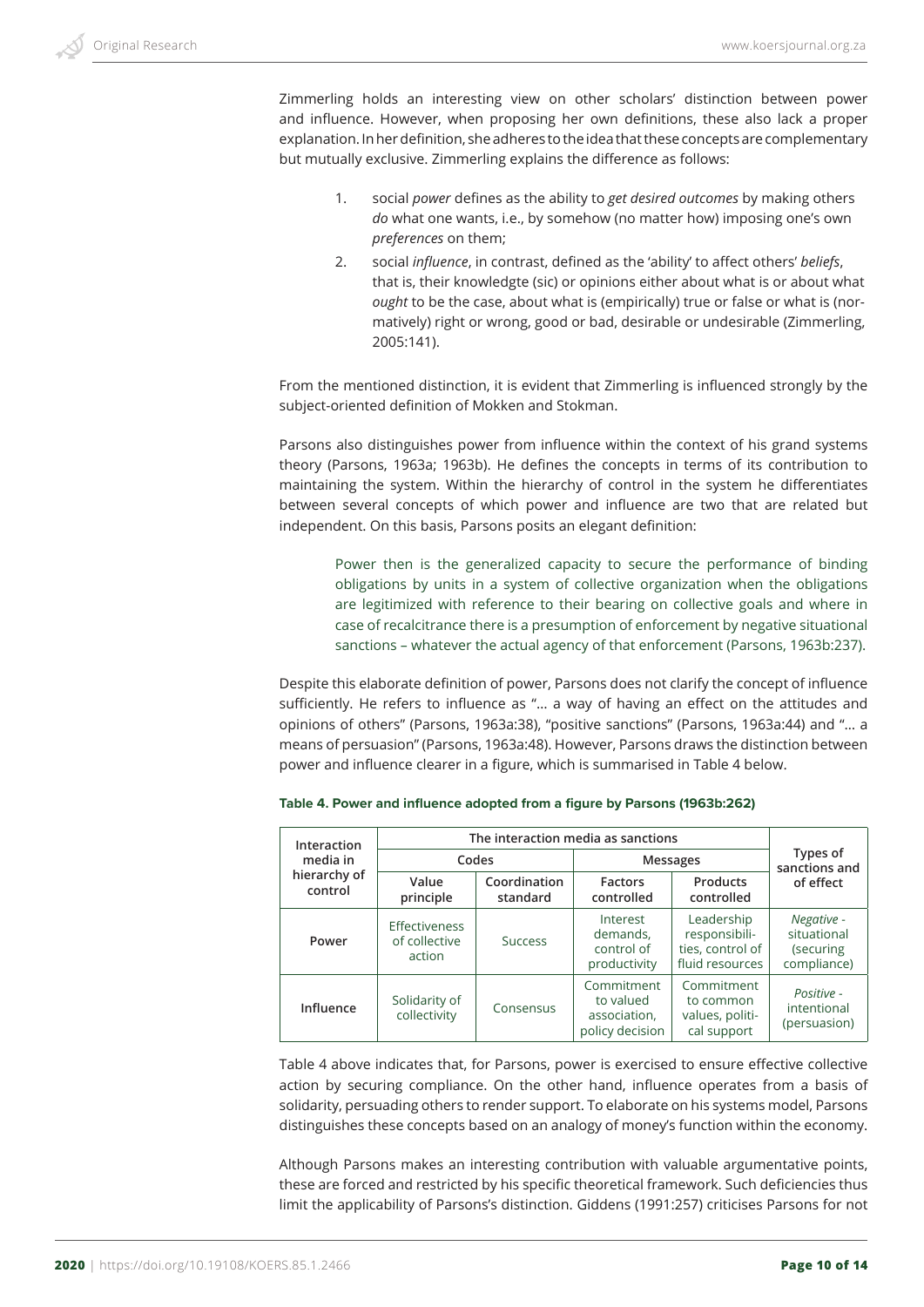Zimmerling holds an interesting view on other scholars' distinction between power and influence. However, when proposing her own definitions, these also lack a proper explanation. In her definition, she adheres to the idea that these concepts are complementary but mutually exclusive. Zimmerling explains the difference as follows:

> 1. social *power* defines as the ability to *get desired outcomes* by making others *do* what one wants, i.e., by somehow (no matter how) imposing one's own *preferences* on them;
> 2. social *influence*, in contrast, defined as the 'ability' to affect others' *beliefs*, that is, their knowledgte (sic) or opinions either about what is or about what *ought* to be the case, about what is (empirically) true or false or what is (normatively) right or wrong, good or bad, desirable or undesirable (Zimmerling, 2005:141).

From the mentioned distinction, it is evident that Zimmerling is influenced strongly by the subject-oriented definition of Mokken and Stokman.

Parsons also distinguishes power from influence within the context of his grand systems theory (Parsons, 1963a; 1963b). He defines the concepts in terms of its contribution to maintaining the system. Within the hierarchy of control in the system he differentiates between several concepts of which power and influence are two that are related but independent. On this basis, Parsons posits an elegant definition:

> Power then is the generalized capacity to secure the performance of binding obligations by units in a system of collective organization when the obligations are legitimized with reference to their bearing on collective goals and where in case of recalcitrance there is a presumption of enforcement by negative situational sanctions – whatever the actual agency of that enforcement (Parsons, 1963b:237).

Despite this elaborate definition of power, Parsons does not clarify the concept of influence sufficiently. He refers to influence as "... a way of having an effect on the attitudes and opinions of others" (Parsons, 1963a:38), "positive sanctions" (Parsons, 1963a:44) and "... a means of persuasion" (Parsons, 1963a:48). However, Parsons draws the distinction between power and influence clearer in a figure, which is summarised in Table 4 below.

**Table 4. Power and influence adopted from a figure by Parsons (1963b:262)**

| Interaction media in hierarchy of control | The interaction media as sanctions | | | | Types of sanctions and of effect |
|---|---|---|---|---|---|
| | Codes | | Messages | | |
| | Value principle | Coordination standard | Factors controlled | Products controlled | |
| **Power** | Effectiveness of collective action | Success | Interest demands, control of productivity | Leadership responsibilities, control of fluid resources | *Negative* - situational (securing compliance) |
| **Influence** | Solidarity of collectivity | Consensus | Commitment to valued association, policy decision | Commitment to common values, political support | *Positive* - intentional (persuasion) |

Table 4 above indicates that, for Parsons, power is exercised to ensure effective collective action by securing compliance. On the other hand, influence operates from a basis of solidarity, persuading others to render support. To elaborate on his systems model, Parsons distinguishes these concepts based on an analogy of money's function within the economy.

Although Parsons makes an interesting contribution with valuable argumentative points, these are forced and restricted by his specific theoretical framework. Such deficiencies thus limit the applicability of Parsons's distinction. Giddens (1991:257) criticises Parsons for not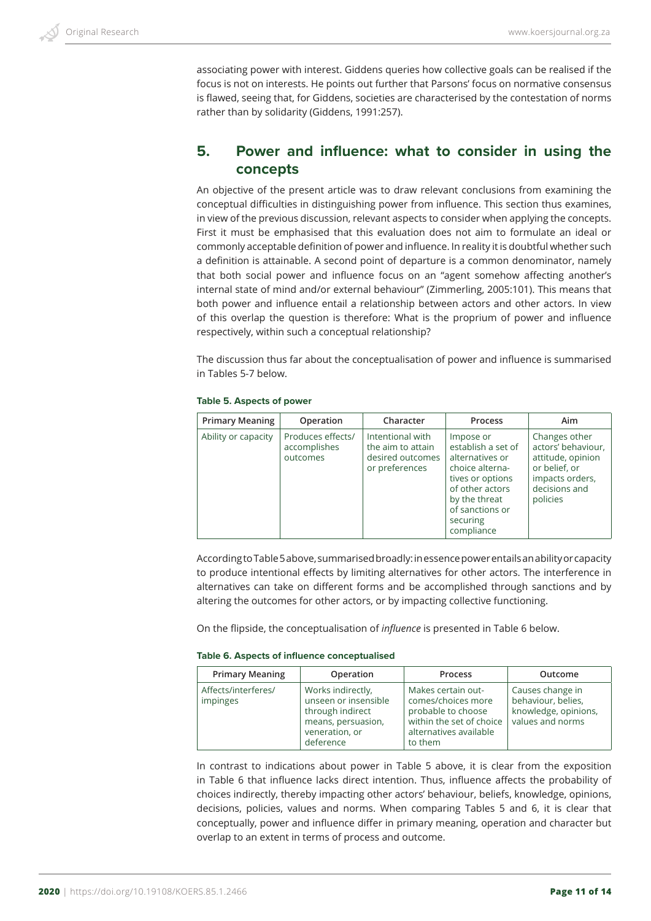associating power with interest. Giddens queries how collective goals can be realised if the focus is not on interests. He points out further that Parsons' focus on normative consensus is flawed, seeing that, for Giddens, societies are characterised by the contestation of norms rather than by solidarity (Giddens, 1991:257).

## 5. Power and influence: what to consider in using the concepts

An objective of the present article was to draw relevant conclusions from examining the conceptual difficulties in distinguishing power from influence. This section thus examines, in view of the previous discussion, relevant aspects to consider when applying the concepts. First it must be emphasised that this evaluation does not aim to formulate an ideal or commonly acceptable definition of power and influence. In reality it is doubtful whether such a definition is attainable. A second point of departure is a common denominator, namely that both social power and influence focus on an "agent somehow affecting another's internal state of mind and/or external behaviour" (Zimmerling, 2005:101). This means that both power and influence entail a relationship between actors and other actors. In view of this overlap the question is therefore: What is the proprium of power and influence respectively, within such a conceptual relationship?

The discussion thus far about the conceptualisation of power and influence is summarised in Tables 5-7 below.

**Table 5. Aspects of power**

| Primary Meaning | Operation | Character | Process | Aim |
|---|---|---|---|---|
| Ability or capacity | Produces effects/ accomplishes outcomes | Intentional with the aim to attain desired outcomes or preferences | Impose or establish a set of alternatives or choice alterna-tives or options of other actors by the threat of sanctions or securing compliance | Changes other actors' behaviour, attitude, opinion or belief, or impacts orders, decisions and policies |

According to Table 5 above, summarised broadly: in essence power entails an ability or capacity to produce intentional effects by limiting alternatives for other actors. The interference in alternatives can take on different forms and be accomplished through sanctions and by altering the outcomes for other actors, or by impacting collective functioning.

On the flipside, the conceptualisation of *influence* is presented in Table 6 below.

**Table 6. Aspects of influence conceptualised**

| Primary Meaning | Operation | Process | Outcome |
|---|---|---|---|
| Affects/interferes/ impinges | Works indirectly, unseen or insensible through indirect means, persuasion, veneration, or deference | Makes certain out-comes/choices more probable to choose within the set of choice alternatives available to them | Causes change in behaviour, belies, knowledge, opinions, values and norms |

In contrast to indications about power in Table 5 above, it is clear from the exposition in Table 6 that influence lacks direct intention. Thus, influence affects the probability of choices indirectly, thereby impacting other actors' behaviour, beliefs, knowledge, opinions, decisions, policies, values and norms. When comparing Tables 5 and 6, it is clear that conceptually, power and influence differ in primary meaning, operation and character but overlap to an extent in terms of process and outcome.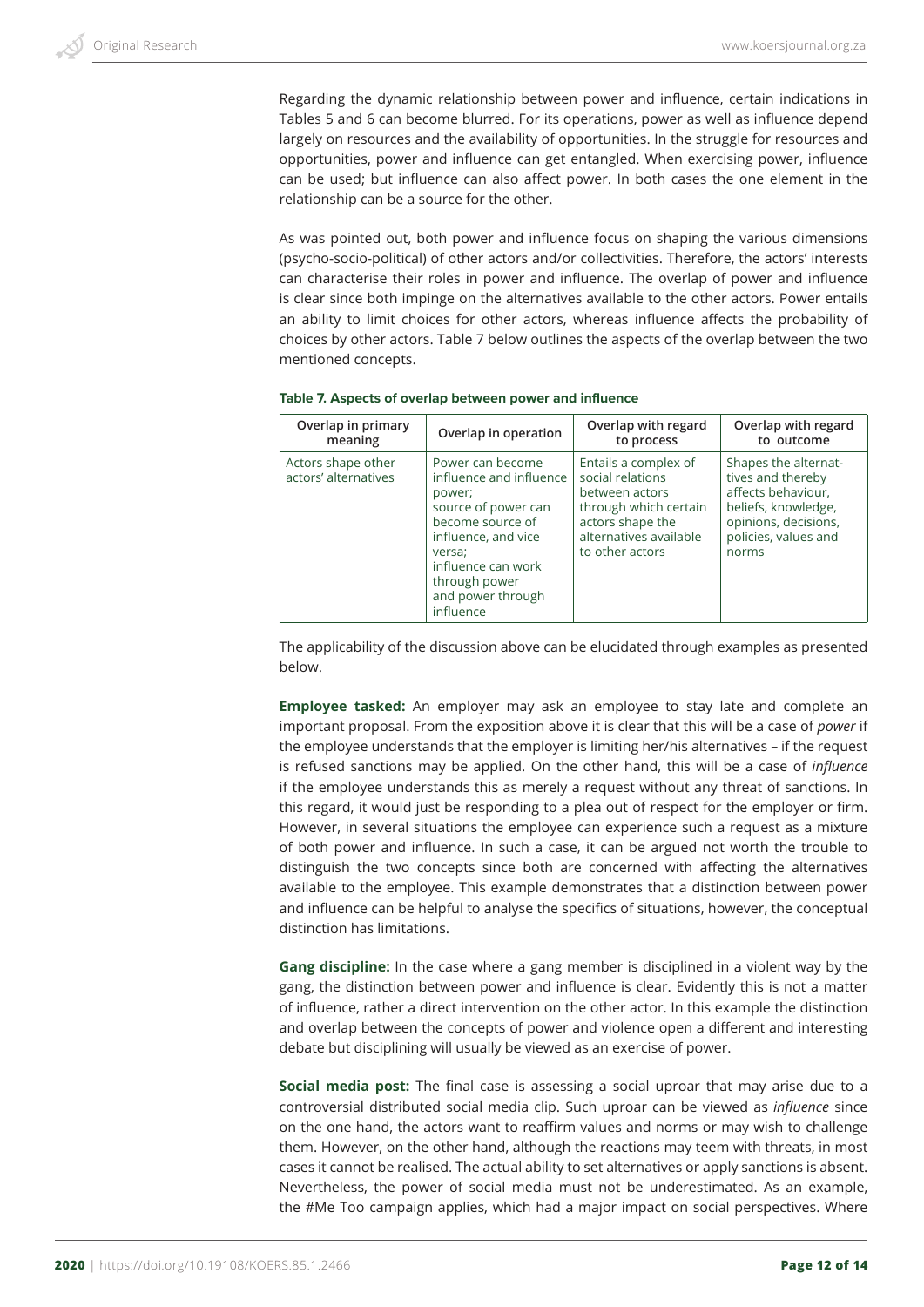Regarding the dynamic relationship between power and influence, certain indications in Tables 5 and 6 can become blurred. For its operations, power as well as influence depend largely on resources and the availability of opportunities. In the struggle for resources and opportunities, power and influence can get entangled. When exercising power, influence can be used; but influence can also affect power. In both cases the one element in the relationship can be a source for the other.

As was pointed out, both power and influence focus on shaping the various dimensions (psycho-socio-political) of other actors and/or collectivities. Therefore, the actors' interests can characterise their roles in power and influence. The overlap of power and influence is clear since both impinge on the alternatives available to the other actors. Power entails an ability to limit choices for other actors, whereas influence affects the probability of choices by other actors. Table 7 below outlines the aspects of the overlap between the two mentioned concepts.

**Table 7. Aspects of overlap between power and influence**

| Overlap in primary meaning | Overlap in operation | Overlap with regard to process | Overlap with regard to outcome |
|---|---|---|---|
| Actors shape other actors' alternatives | Power can become influence and influence power; source of power can become source of influence, and vice versa; influence can work through power and power through influence | Entails a complex of social relations between actors through which certain actors shape the alternatives available to other actors | Shapes the alternatives and thereby affects behaviour, beliefs, knowledge, opinions, decisions, policies, values and norms |

The applicability of the discussion above can be elucidated through examples as presented below.

**Employee tasked:** An employer may ask an employee to stay late and complete an important proposal. From the exposition above it is clear that this will be a case of *power* if the employee understands that the employer is limiting her/his alternatives – if the request is refused sanctions may be applied. On the other hand, this will be a case of *influence* if the employee understands this as merely a request without any threat of sanctions. In this regard, it would just be responding to a plea out of respect for the employer or firm. However, in several situations the employee can experience such a request as a mixture of both power and influence. In such a case, it can be argued not worth the trouble to distinguish the two concepts since both are concerned with affecting the alternatives available to the employee. This example demonstrates that a distinction between power and influence can be helpful to analyse the specifics of situations, however, the conceptual distinction has limitations.

**Gang discipline:** In the case where a gang member is disciplined in a violent way by the gang, the distinction between power and influence is clear. Evidently this is not a matter of influence, rather a direct intervention on the other actor. In this example the distinction and overlap between the concepts of power and violence open a different and interesting debate but disciplining will usually be viewed as an exercise of power.

**Social media post:** The final case is assessing a social uproar that may arise due to a controversial distributed social media clip. Such uproar can be viewed as *influence* since on the one hand, the actors want to reaffirm values and norms or may wish to challenge them. However, on the other hand, although the reactions may teem with threats, in most cases it cannot be realised. The actual ability to set alternatives or apply sanctions is absent. Nevertheless, the power of social media must not be underestimated. As an example, the #Me Too campaign applies, which had a major impact on social perspectives. Where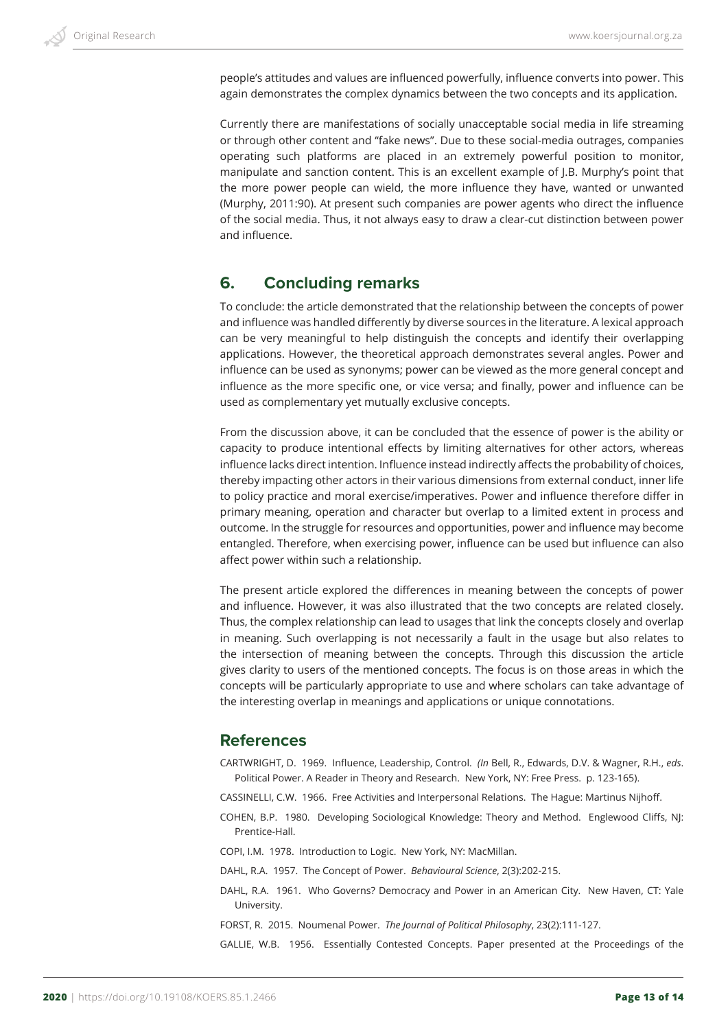people's attitudes and values are influenced powerfully, influence converts into power. This again demonstrates the complex dynamics between the two concepts and its application.

Currently there are manifestations of socially unacceptable social media in life streaming or through other content and "fake news". Due to these social-media outrages, companies operating such platforms are placed in an extremely powerful position to monitor, manipulate and sanction content. This is an excellent example of J.B. Murphy's point that the more power people can wield, the more influence they have, wanted or unwanted (Murphy, 2011:90). At present such companies are power agents who direct the influence of the social media. Thus, it not always easy to draw a clear-cut distinction between power and influence.

## 6. Concluding remarks

To conclude: the article demonstrated that the relationship between the concepts of power and influence was handled differently by diverse sources in the literature. A lexical approach can be very meaningful to help distinguish the concepts and identify their overlapping applications. However, the theoretical approach demonstrates several angles. Power and influence can be used as synonyms; power can be viewed as the more general concept and influence as the more specific one, or vice versa; and finally, power and influence can be used as complementary yet mutually exclusive concepts.

From the discussion above, it can be concluded that the essence of power is the ability or capacity to produce intentional effects by limiting alternatives for other actors, whereas influence lacks direct intention. Influence instead indirectly affects the probability of choices, thereby impacting other actors in their various dimensions from external conduct, inner life to policy practice and moral exercise/imperatives. Power and influence therefore differ in primary meaning, operation and character but overlap to a limited extent in process and outcome. In the struggle for resources and opportunities, power and influence may become entangled. Therefore, when exercising power, influence can be used but influence can also affect power within such a relationship.

The present article explored the differences in meaning between the concepts of power and influence. However, it was also illustrated that the two concepts are related closely. Thus, the complex relationship can lead to usages that link the concepts closely and overlap in meaning. Such overlapping is not necessarily a fault in the usage but also relates to the intersection of meaning between the concepts. Through this discussion the article gives clarity to users of the mentioned concepts. The focus is on those areas in which the concepts will be particularly appropriate to use and where scholars can take advantage of the interesting overlap in meanings and applications or unique connotations.

## References

CARTWRIGHT, D. 1969. Influence, Leadership, Control. *(In* Bell, R., Edwards, D.V. & Wagner, R.H., *eds*. Political Power. A Reader in Theory and Research. New York, NY: Free Press. p. 123-165).

CASSINELLI, C.W. 1966. Free Activities and Interpersonal Relations. The Hague: Martinus Nijhoff.

COHEN, B.P. 1980. Developing Sociological Knowledge: Theory and Method. Englewood Cliffs, NJ: Prentice-Hall.

COPI, I.M. 1978. Introduction to Logic. New York, NY: MacMillan.

DAHL, R.A. 1957. The Concept of Power. *Behavioural Science*, 2(3):202-215.

DAHL, R.A. 1961. Who Governs? Democracy and Power in an American City. New Haven, CT: Yale University.

FORST, R. 2015. Noumenal Power. *The Journal of Political Philosophy*, 23(2):111-127.

GALLIE, W.B. 1956. Essentially Contested Concepts. Paper presented at the Proceedings of the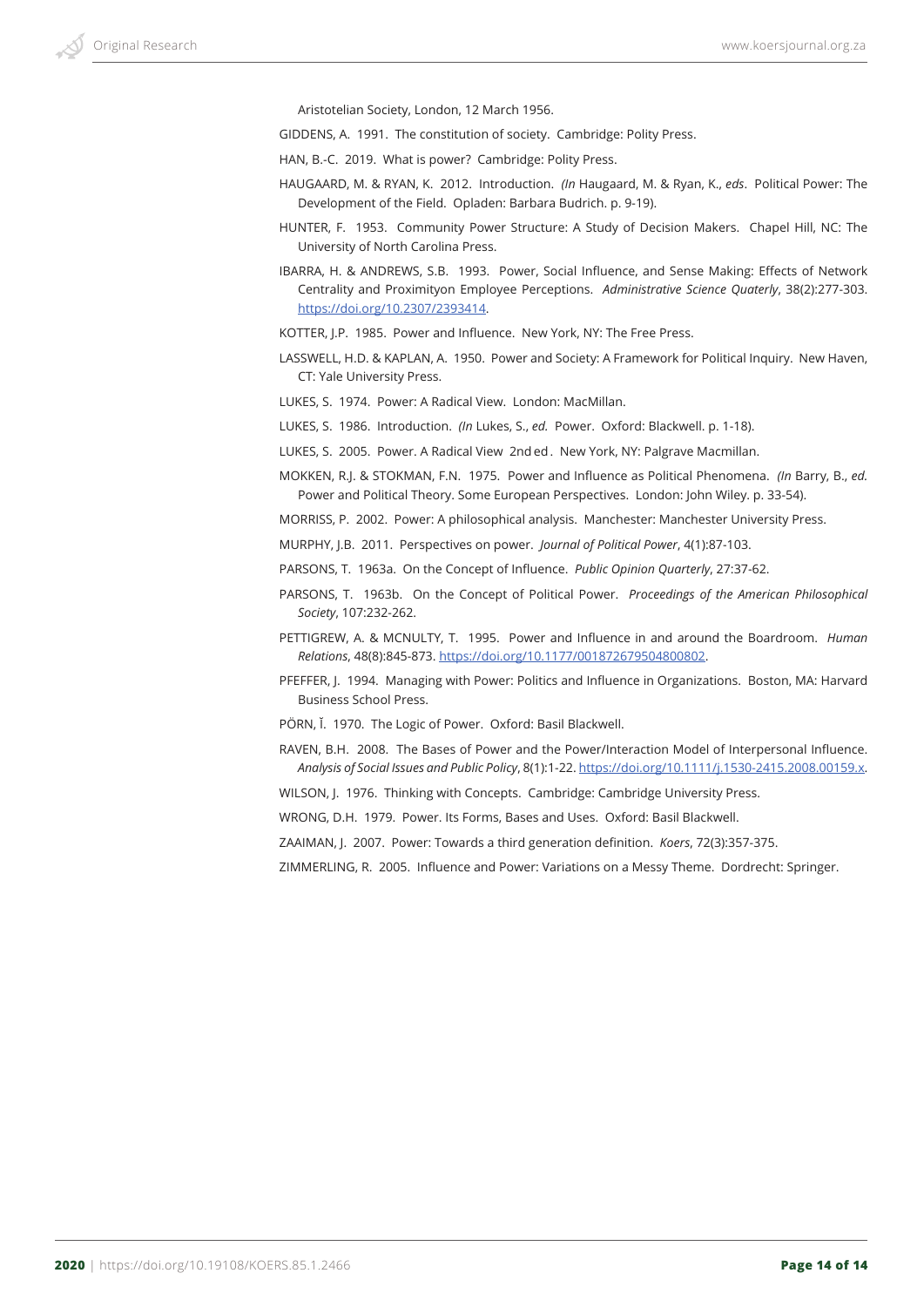Aristotelian Society, London, 12 March 1956.

GIDDENS, A. 1991. The constitution of society. Cambridge: Polity Press.

HAN, B.-C. 2019. What is power? Cambridge: Polity Press.

HAUGAARD, M. & RYAN, K. 2012. Introduction. *(In* Haugaard, M. & Ryan, K., *eds*. Political Power: The Development of the Field. Opladen: Barbara Budrich. p. 9-19).

HUNTER, F. 1953. Community Power Structure: A Study of Decision Makers. Chapel Hill, NC: The University of North Carolina Press.

IBARRA, H. & ANDREWS, S.B. 1993. Power, Social Influence, and Sense Making: Effects of Network Centrality and Proximityon Employee Perceptions. *Administrative Science Quaterly*, 38(2):277-303. https://doi.org/10.2307/2393414.

KOTTER, J.P. 1985. Power and Influence. New York, NY: The Free Press.

LASSWELL, H.D. & KAPLAN, A. 1950. Power and Society: A Framework for Political Inquiry. New Haven, CT: Yale University Press.

LUKES, S. 1974. Power: A Radical View. London: MacMillan.

LUKES, S. 1986. Introduction. *(In* Lukes, S., *ed.* Power. Oxford: Blackwell. p. 1-18).

LUKES, S. 2005. Power. A Radical View 2nd ed. New York, NY: Palgrave Macmillan.

MOKKEN, R.J. & STOKMAN, F.N. 1975. Power and Influence as Political Phenomena. *(In* Barry, B., *ed.* Power and Political Theory. Some European Perspectives. London: John Wiley. p. 33-54).

MORRISS, P. 2002. Power: A philosophical analysis. Manchester: Manchester University Press.

MURPHY, J.B. 2011. Perspectives on power. *Journal of Political Power*, 4(1):87-103.

PARSONS, T. 1963a. On the Concept of Influence. *Public Opinion Quarterly*, 27:37-62.

PARSONS, T. 1963b. On the Concept of Political Power. *Proceedings of the American Philosophical Society*, 107:232-262.

PETTIGREW, A. & MCNULTY, T. 1995. Power and Influence in and around the Boardroom. *Human Relations*, 48(8):845-873. https://doi.org/10.1177/001872679504800802.

PFEFFER, J. 1994. Managing with Power: Politics and Influence in Organizations. Boston, MA: Harvard Business School Press.

PÖRN, Ĭ. 1970. The Logic of Power. Oxford: Basil Blackwell.

RAVEN, B.H. 2008. The Bases of Power and the Power/Interaction Model of Interpersonal Influence. *Analysis of Social Issues and Public Policy*, 8(1):1-22. https://doi.org/10.1111/j.1530-2415.2008.00159.x.

WILSON, J. 1976. Thinking with Concepts. Cambridge: Cambridge University Press.

WRONG, D.H. 1979. Power. Its Forms, Bases and Uses. Oxford: Basil Blackwell.

ZAAIMAN, J. 2007. Power: Towards a third generation definition. *Koers*, 72(3):357-375.

ZIMMERLING, R. 2005. Influence and Power: Variations on a Messy Theme. Dordrecht: Springer.